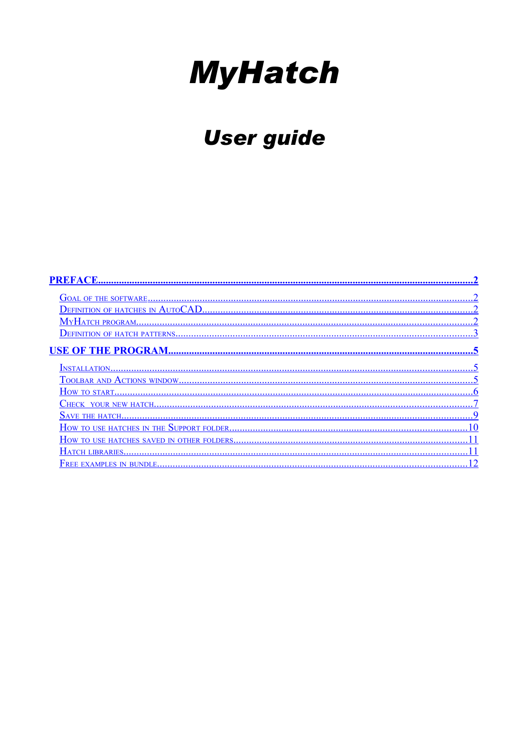# MyHatch

## User guide

[PREFACE....2](#)

- [Goal of the software....2](#)
- [Definition of hatches in AutoCAD....2](#)
- [MyHatch program....2](#)
- [Definition of hatch patterns....3](#)

[USE OF THE PROGRAM....5](#)

- [Installation....5](#)
- [Toolbar and Actions window....5](#)
- [How to start....6](#)
- [Check  your new hatch....7](#)
- [Save the hatch....9](#)
- [How to use hatches in the Support folder....10](#)
- [How to use hatches saved in other folders....11](#)
- [Hatch libraries....11](#)
- [Free examples in bundle....12](#)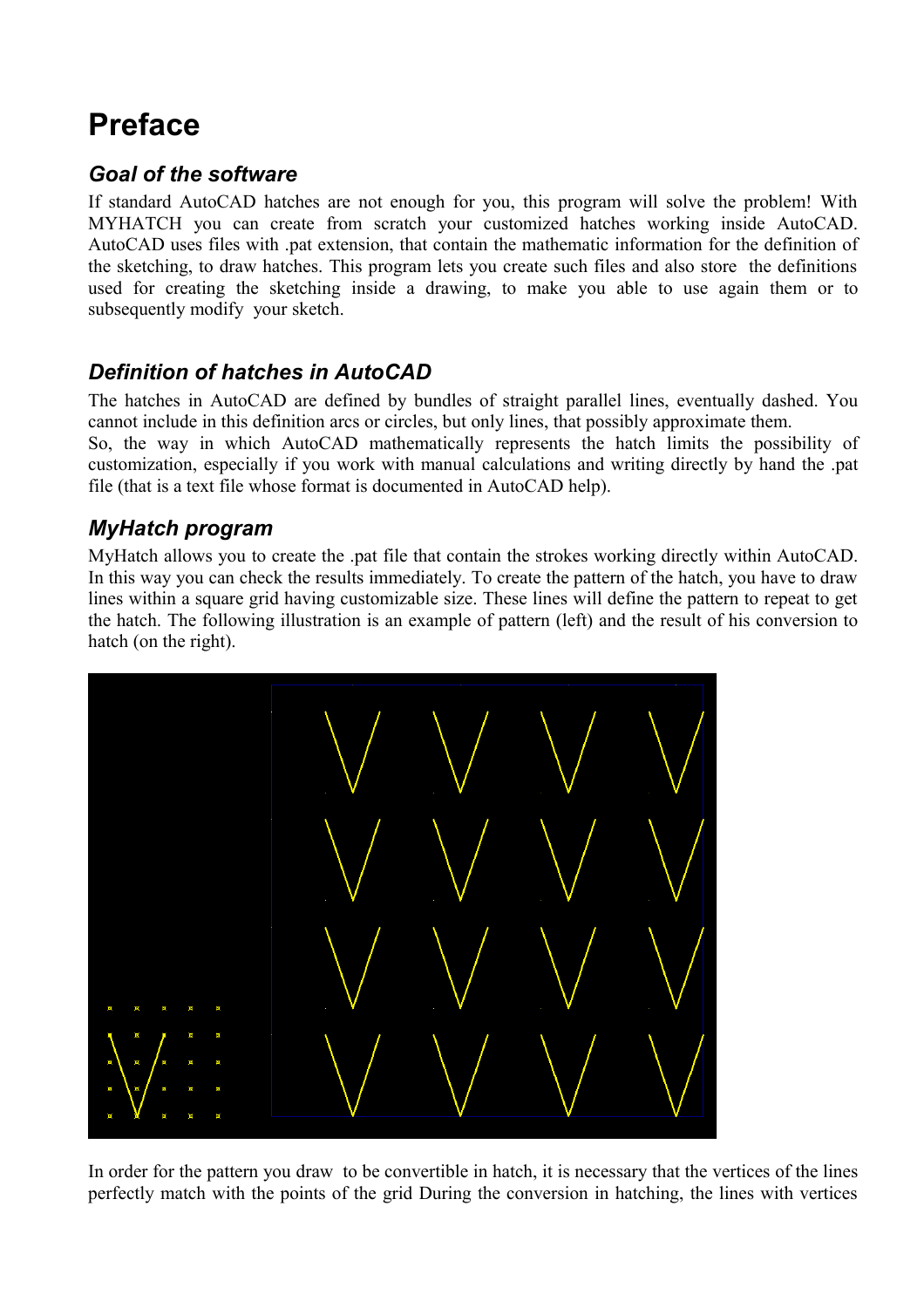# Preface

### *Goal of the software*

If standard AutoCAD hatches are not enough for you, this program will solve the problem! With MYHATCH you can create from scratch your customized hatches working inside AutoCAD. AutoCAD uses files with .pat extension, that contain the mathematic information for the definition of the sketching, to draw hatches. This program lets you create such files and also store the definitions used for creating the sketching inside a drawing, to make you able to use again them or to subsequently modify your sketch.

### *Definition of hatches in AutoCAD*

The hatches in AutoCAD are defined by bundles of straight parallel lines, eventually dashed. You cannot include in this definition arcs or circles, but only lines, that possibly approximate them.
So, the way in which AutoCAD mathematically represents the hatch limits the possibility of customization, especially if you work with manual calculations and writing directly by hand the .pat file (that is a text file whose format is documented in AutoCAD help).

### *MyHatch program*

MyHatch allows you to create the .pat file that contain the strokes working directly within AutoCAD. In this way you can check the results immediately. To create the pattern of the hatch, you have to draw lines within a square grid having customizable size. These lines will define the pattern to repeat to get the hatch. The following illustration is an example of pattern (left) and the result of his conversion to hatch (on the right).

In order for the pattern you draw to be convertible in hatch, it is necessary that the vertices of the lines perfectly match with the points of the grid During the conversion in hatching, the lines with vertices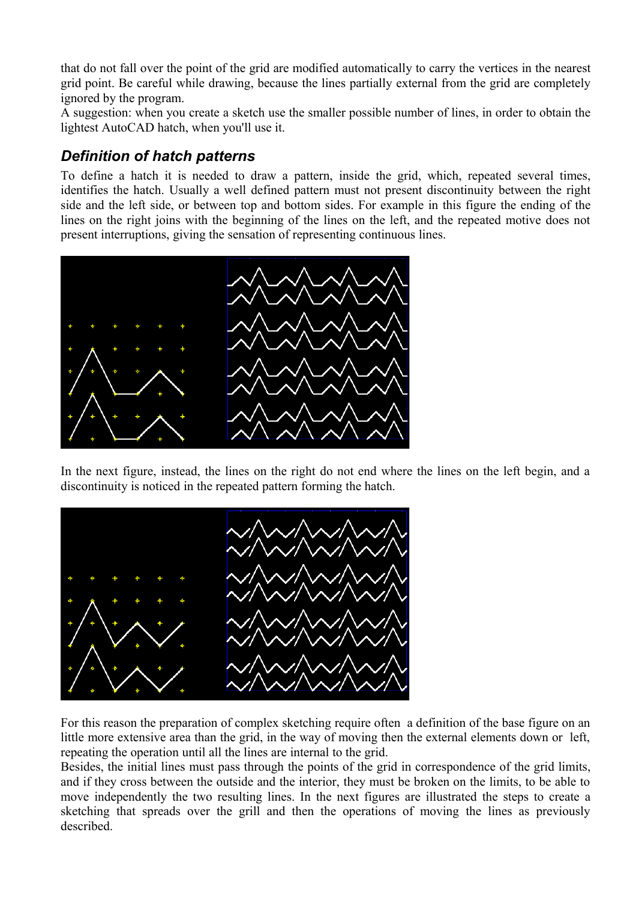that do not fall over the point of the grid are modified automatically to carry the vertices in the nearest grid point. Be careful while drawing, because the lines partially external from the grid are completely ignored by the program.
A suggestion: when you create a sketch use the smaller possible number of lines, in order to obtain the lightest AutoCAD hatch, when you'll use it.

## *Definition of hatch patterns*

To define a hatch it is needed to draw a pattern, inside the grid, which, repeated several times, identifies the hatch. Usually a well defined pattern must not present discontinuity between the right side and the left side, or between top and bottom sides. For example in this figure the ending of the lines on the right joins with the beginning of the lines on the left, and the repeated motive does not present interruptions, giving the sensation of representing continuous lines.

In the next figure, instead, the lines on the right do not end where the lines on the left begin, and a discontinuity is noticed in the repeated pattern forming the hatch.

For this reason the preparation of complex sketching require often a definition of the base figure on an little more extensive area than the grid, in the way of moving then the external elements down or left, repeating the operation until all the lines are internal to the grid.
Besides, the initial lines must pass through the points of the grid in correspondence of the grid limits, and if they cross between the outside and the interior, they must be broken on the limits, to be able to move independently the two resulting lines. In the next figures are illustrated the steps to create a sketching that spreads over the grill and then the operations of moving the lines as previously described.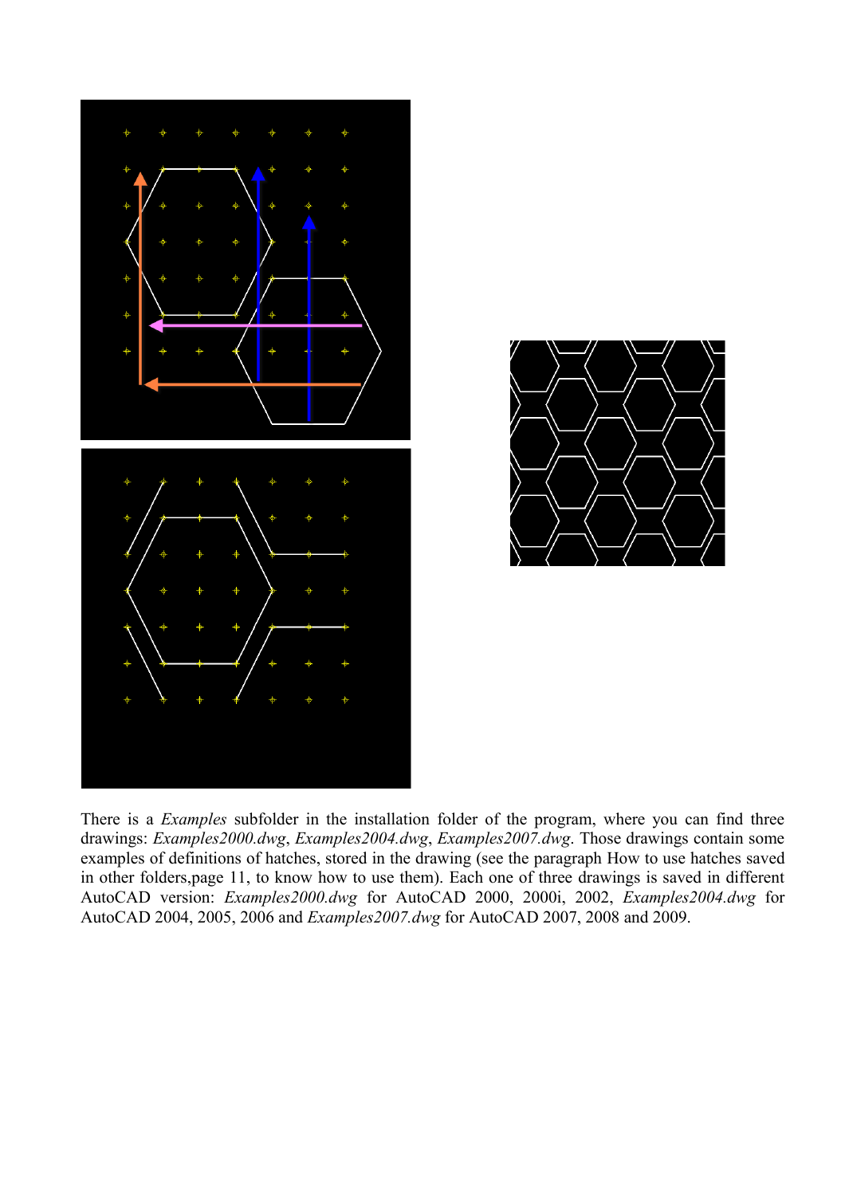There is a *Examples* subfolder in the installation folder of the program, where you can find three drawings: *Examples2000.dwg*, *Examples2004.dwg*, *Examples2007.dwg*. Those drawings contain some examples of definitions of hatches, stored in the drawing (see the paragraph How to use hatches saved in other folders,page 11, to know how to use them). Each one of three drawings is saved in different AutoCAD version: *Examples2000.dwg* for AutoCAD 2000, 2000i, 2002, *Examples2004.dwg* for AutoCAD 2004, 2005, 2006 and *Examples2007.dwg* for AutoCAD 2007, 2008 and 2009.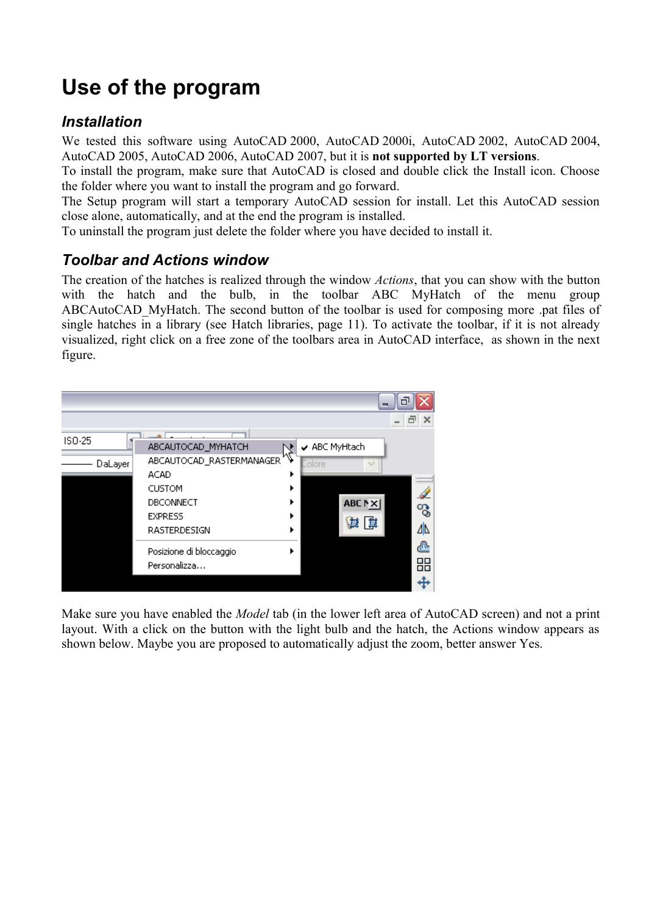# Use of the program

## Installation

We tested this software using AutoCAD 2000, AutoCAD 2000i, AutoCAD 2002, AutoCAD 2004, AutoCAD 2005, AutoCAD 2006, AutoCAD 2007, but it is **not supported by LT versions**.

To install the program, make sure that AutoCAD is closed and double click the Install icon. Choose the folder where you want to install the program and go forward.

The Setup program will start a temporary AutoCAD session for install. Let this AutoCAD session close alone, automatically, and at the end the program is installed.

To uninstall the program just delete the folder where you have decided to install it.

## Toolbar and Actions window

The creation of the hatches is realized through the window *Actions*, that you can show with the button with the hatch and the bulb, in the toolbar ABC MyHatch of the menu group ABCAutoCAD_MyHatch. The second button of the toolbar is used for composing more .pat files of single hatches in a library (see Hatch libraries, page 11). To activate the toolbar, if it is not already visualized, right click on a free zone of the toolbars area in AutoCAD interface, as shown in the next figure.

Make sure you have enabled the *Model* tab (in the lower left area of AutoCAD screen) and not a print layout. With a click on the button with the light bulb and the hatch, the Actions window appears as shown below. Maybe you are proposed to automatically adjust the zoom, better answer Yes.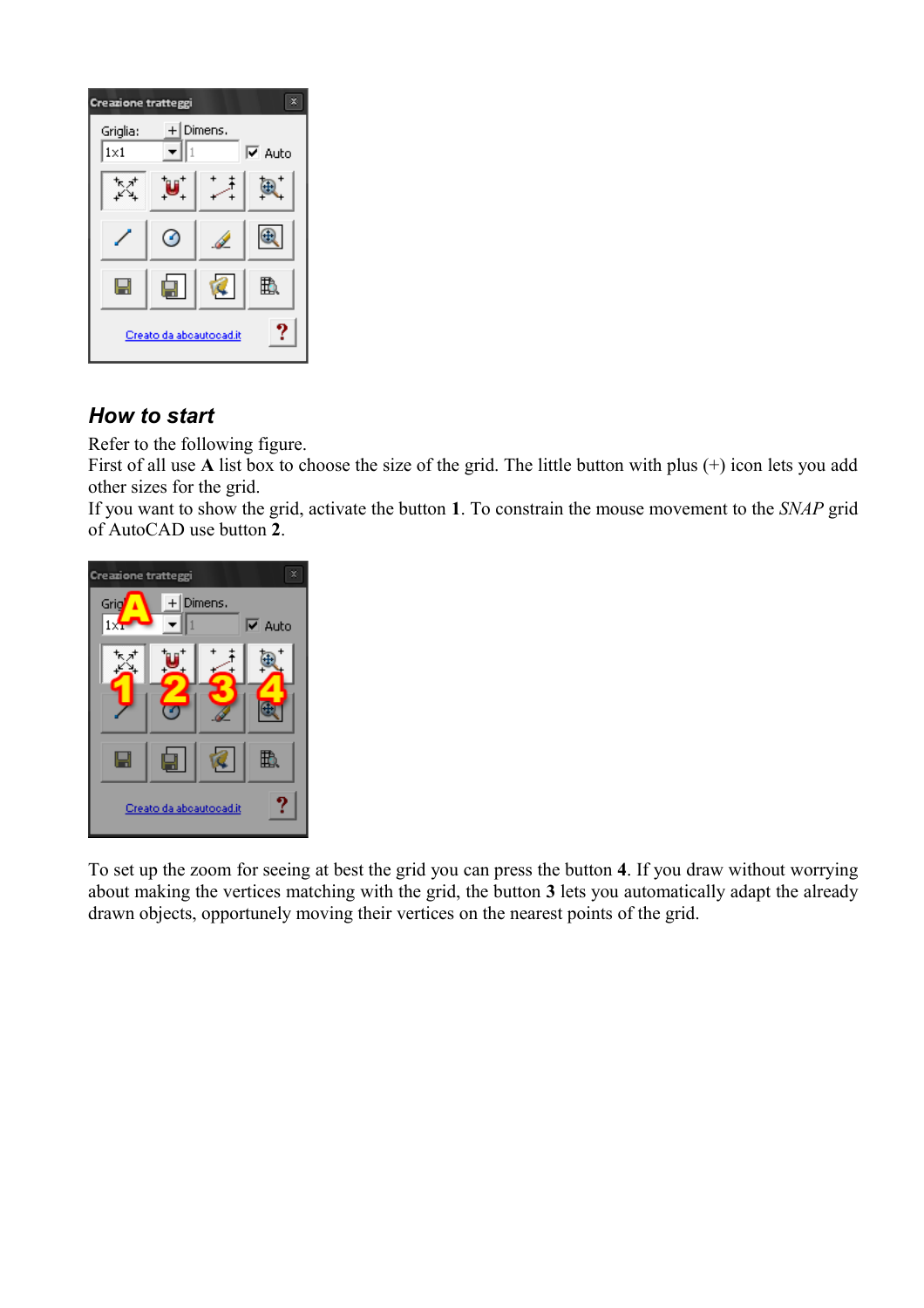## *How to start*

Refer to the following figure.

First of all use **A** list box to choose the size of the grid. The little button with plus (+) icon lets you add other sizes for the grid.

If you want to show the grid, activate the button **1**. To constrain the mouse movement to the *SNAP* grid of AutoCAD use button **2**.

To set up the zoom for seeing at best the grid you can press the button **4**. If you draw without worrying about making the vertices matching with the grid, the button **3** lets you automatically adapt the already drawn objects, opportunely moving their vertices on the nearest points of the grid.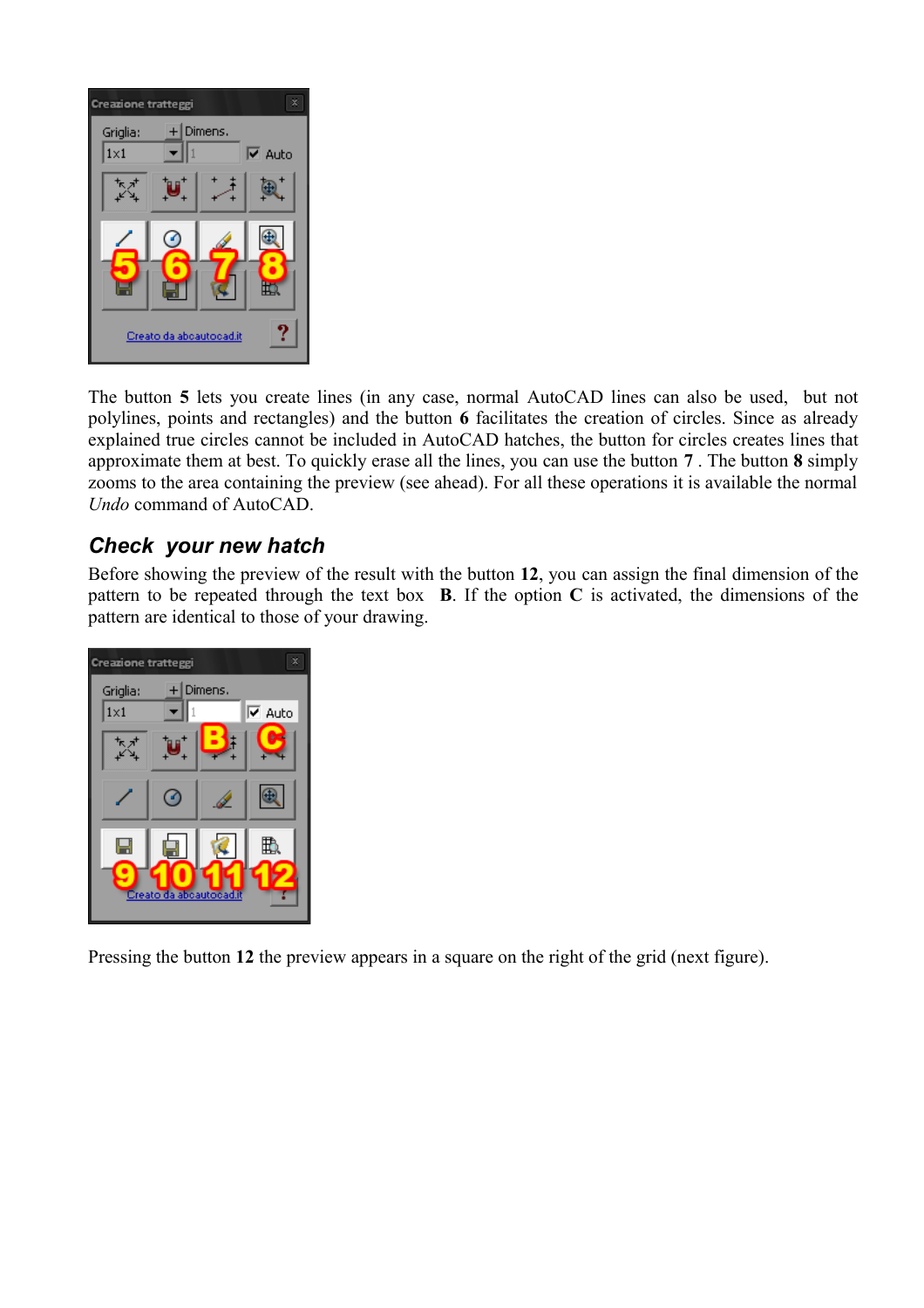The button **5** lets you create lines (in any case, normal AutoCAD lines can also be used, but not polylines, points and rectangles) and the button **6** facilitates the creation of circles. Since as already explained true circles cannot be included in AutoCAD hatches, the button for circles creates lines that approximate them at best. To quickly erase all the lines, you can use the button **7** . The button **8** simply zooms to the area containing the preview (see ahead). For all these operations it is available the normal *Undo* command of AutoCAD.

## Check your new hatch

Before showing the preview of the result with the button **12**, you can assign the final dimension of the pattern to be repeated through the text box **B**. If the option **C** is activated, the dimensions of the pattern are identical to those of your drawing.

Pressing the button **12** the preview appears in a square on the right of the grid (next figure).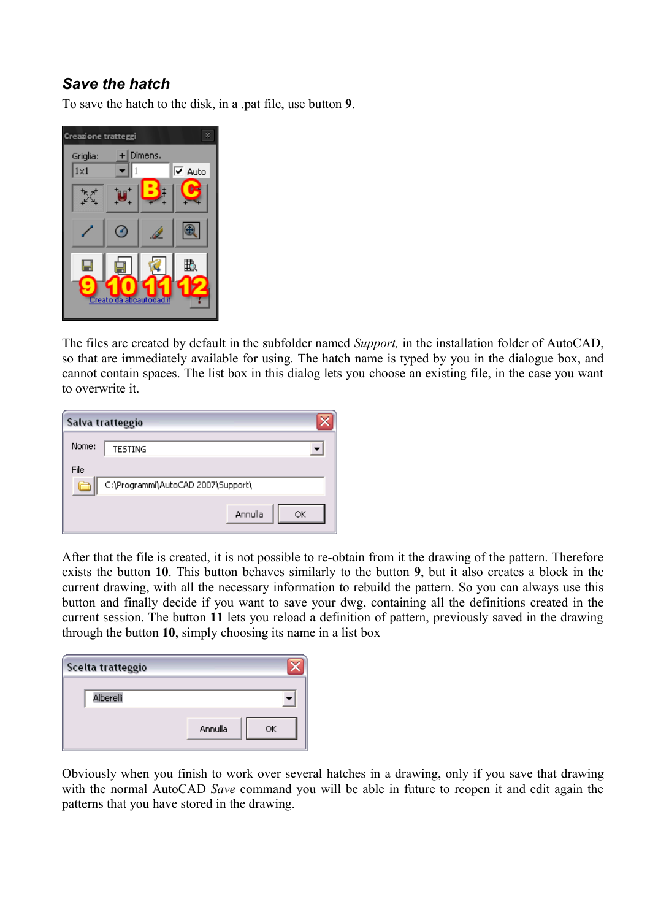### *Save the hatch*

To save the hatch to the disk, in a .pat file, use button **9**.

The files are created by default in the subfolder named *Support,* in the installation folder of AutoCAD, so that are immediately available for using. The hatch name is typed by you in the dialogue box, and cannot contain spaces. The list box in this dialog lets you choose an existing file, in the case you want to overwrite it.

After that the file is created, it is not possible to re-obtain from it the drawing of the pattern. Therefore exists the button **10**. This button behaves similarly to the button **9**, but it also creates a block in the current drawing, with all the necessary information to rebuild the pattern. So you can always use this button and finally decide if you want to save your dwg, containing all the definitions created in the current session. The button **11** lets you reload a definition of pattern, previously saved in the drawing through the button **10**, simply choosing its name in a list box

Obviously when you finish to work over several hatches in a drawing, only if you save that drawing with the normal AutoCAD *Save* command you will be able in future to reopen it and edit again the patterns that you have stored in the drawing.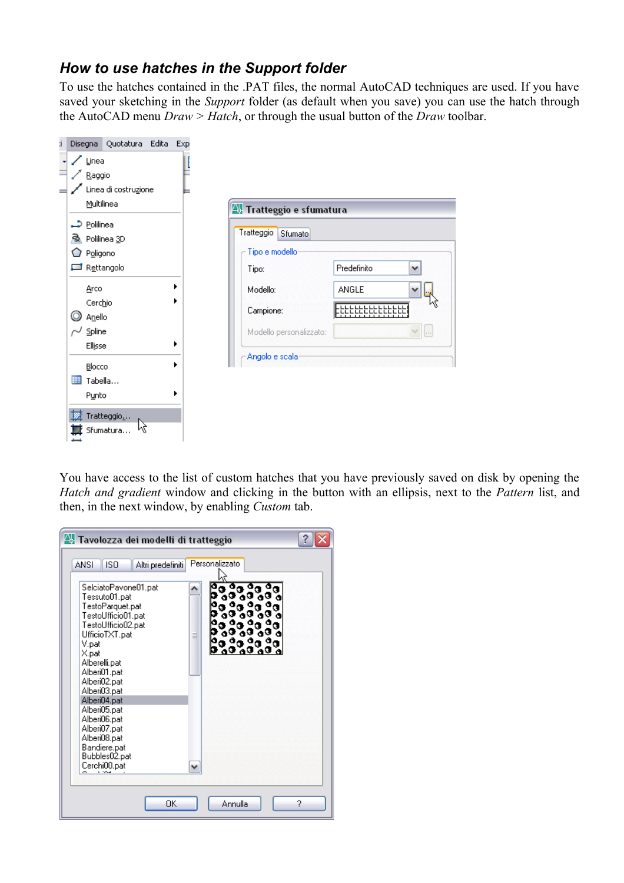## How to use hatches in the Support folder

To use the hatches contained in the .PAT files, the normal AutoCAD techniques are used. If you have saved your sketching in the *Support* folder (as default when you save) you can use the hatch through the AutoCAD menu *Draw* > *Hatch*, or through the usual button of the *Draw* toolbar.

You have access to the list of custom hatches that you have previously saved on disk by opening the *Hatch and gradient* window and clicking in the button with an ellipsis, next to the *Pattern* list, and then, in the next window, by enabling *Custom* tab.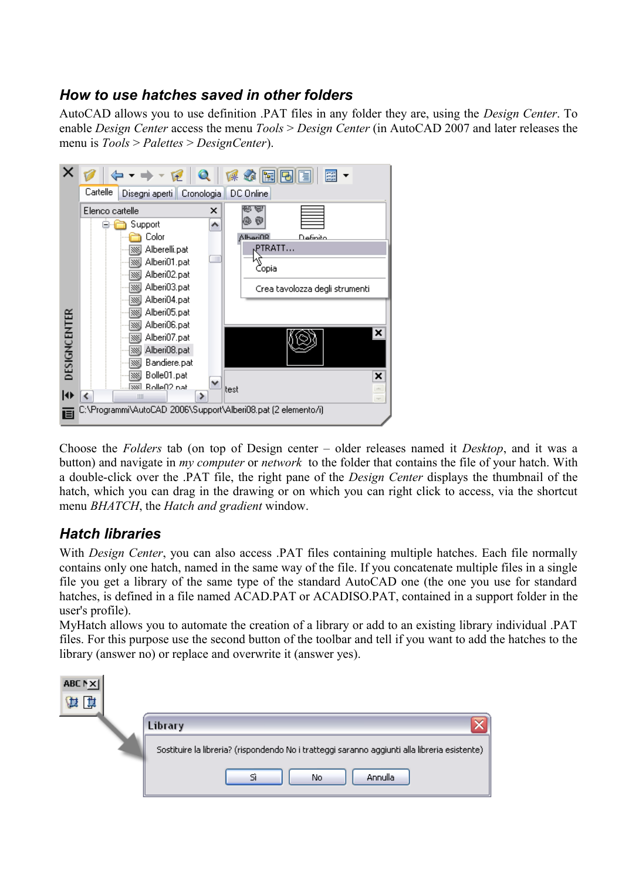## How to use hatches saved in other folders

AutoCAD allows you to use definition .PAT files in any folder they are, using the *Design Center*. To enable *Design Center* access the menu *Tools* > *Design Center* (in AutoCAD 2007 and later releases the menu is *Tools* > *Palettes* > *DesignCenter*).

Choose the *Folders* tab (on top of Design center – older releases named it *Desktop*, and it was a button) and navigate in *my computer* or *network* to the folder that contains the file of your hatch. With a double-click over the .PAT file, the right pane of the *Design Center* displays the thumbnail of the hatch, which you can drag in the drawing or on which you can right click to access, via the shortcut menu *BHATCH*, the *Hatch and gradient* window.

## Hatch libraries

With *Design Center*, you can also access .PAT files containing multiple hatches. Each file normally contains only one hatch, named in the same way of the file. If you concatenate multiple files in a single file you get a library of the same type of the standard AutoCAD one (the one you use for standard hatches, is defined in a file named ACAD.PAT or ACADISO.PAT, contained in a support folder in the user's profile).

MyHatch allows you to automate the creation of a library or add to an existing library individual .PAT files. For this purpose use the second button of the toolbar and tell if you want to add the hatches to the library (answer no) or replace and overwrite it (answer yes).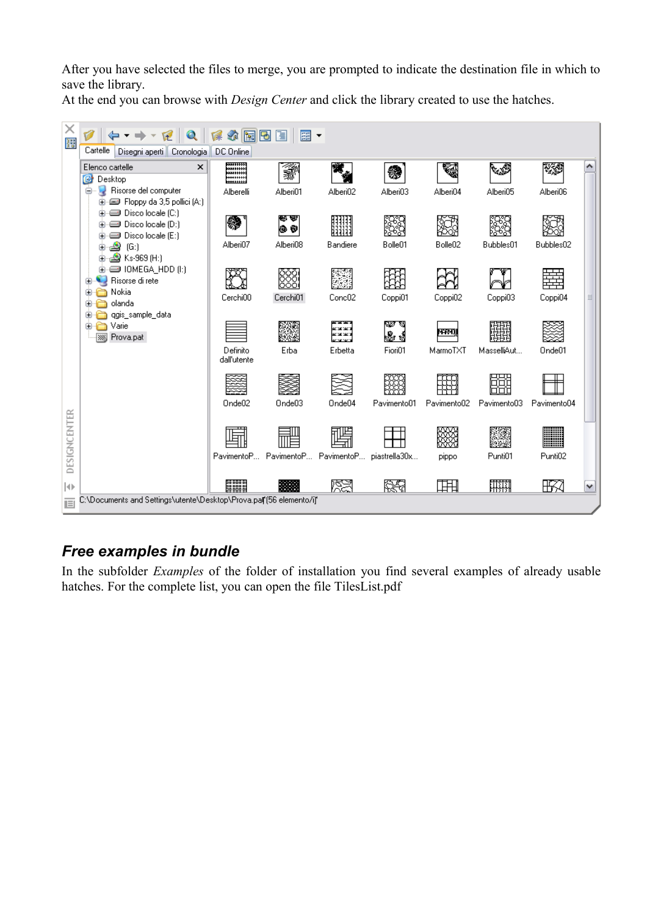After you have selected the files to merge, you are prompted to indicate the destination file in which to save the library.
At the end you can browse with *Design Center* and click the library created to use the hatches.

## *Free examples in bundle*

In the subfolder *Examples* of the folder of installation you find several examples of already usable hatches. For the complete list, you can open the file TilesList.pdf